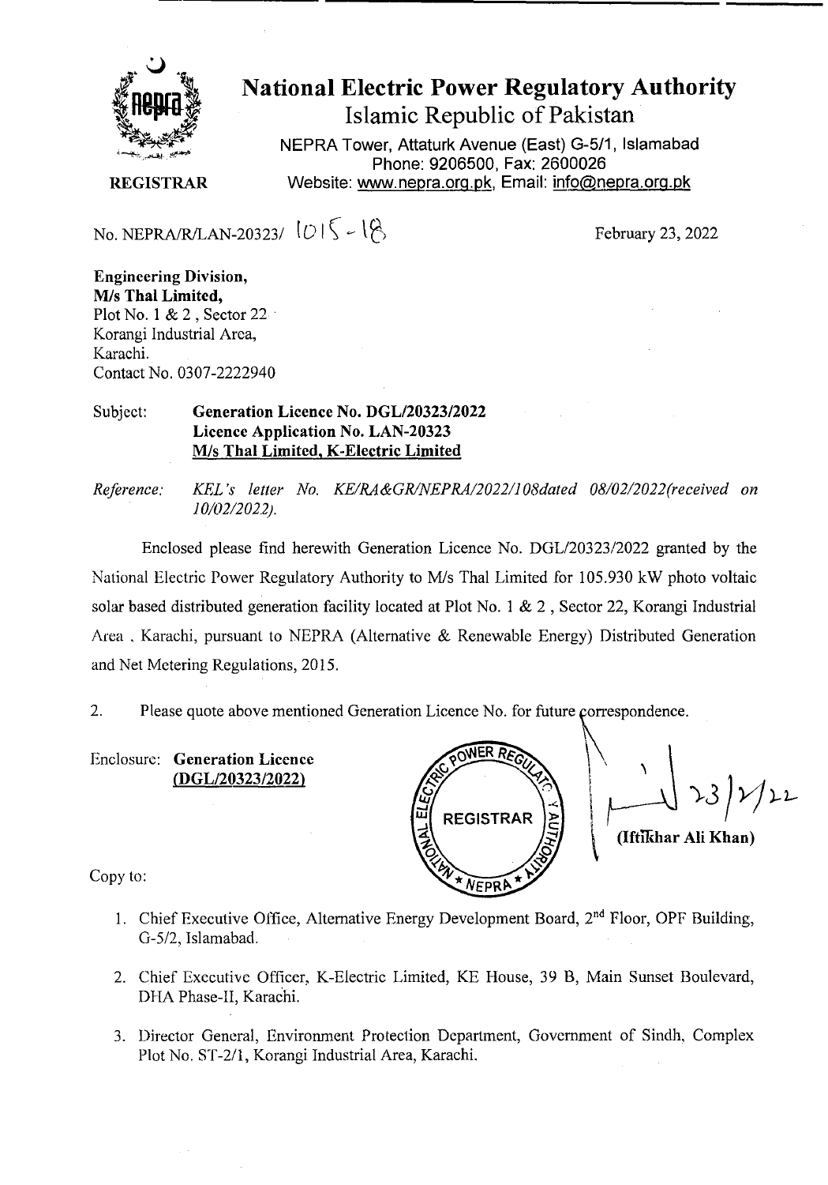# National Electric Power Regulatory Authority

## Islamic Republic of Pakistan

NEPRA Tower, Attaturk Avenue (East) G-5/1, Islamabad
Phone: 9206500, Fax: 2600026
Website: www.nepra.org.pk, Email: info@nepra.org.pk

**REGISTRAR**

No. NEPRA/R/LAN-20323/ 1015-18

February 23, 2022

**Engineering Division,**
**M/s Thal Limited,**
Plot No. 1 & 2 , Sector 22
Korangi Industrial Area,
Karachi.
Contact No. 0307-2222940

Subject: **Generation Licence No. DGL/20323/2022**
**Licence Application No. LAN-20323**
**M/s Thal Limited, K-Electric Limited**

*Reference: KEL's letter No. KE/RA&GR/NEPRA/2022/108dated 08/02/2022(received on 10/02/2022).*

Enclosed please find herewith Generation Licence No. DGL/20323/2022 granted by the National Electric Power Regulatory Authority to M/s Thal Limited for 105.930 kW photo voltaic solar based distributed generation facility located at Plot No. 1 & 2 , Sector 22, Korangi Industrial Area , Karachi, pursuant to NEPRA (Alternative & Renewable Energy) Distributed Generation and Net Metering Regulations, 2015.

2. Please quote above mentioned Generation Licence No. for future correspondence.

Enclosure: **Generation Licence (DGL/20323/2022)**

23/2/22

**(Iftikhar Ali Khan)**

Copy to:

1. Chief Executive Office, Alternative Energy Development Board, 2nd Floor, OPF Building, G-5/2, Islamabad.
2. Chief Executive Officer, K-Electric Limited, KE House, 39 B, Main Sunset Boulevard, DHA Phase-II, Karachi.
3. Director General, Environment Protection Department, Government of Sindh, Complex Plot No. ST-2/1, Korangi Industrial Area, Karachi.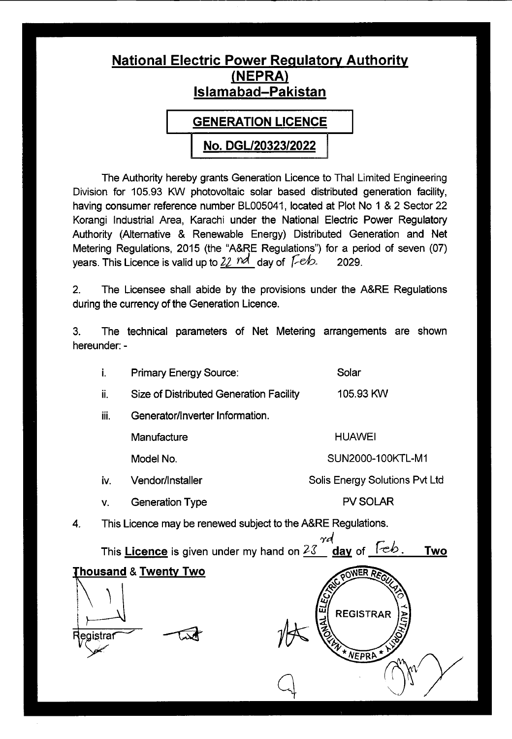# National Electric Power Regulatory Authority (NEPRA) Islamabad–Pakistan

## GENERATION LICENCE

## No. DGL/20323/2022

The Authority hereby grants Generation Licence to Thal Limited Engineering Division for 105.93 KW photovoltaic solar based distributed generation facility, having consumer reference number BL005041, located at Plot No 1 & 2 Sector 22 Korangi Industrial Area, Karachi under the National Electric Power Regulatory Authority (Alternative & Renewable Energy) Distributed Generation and Net Metering Regulations, 2015 (the "A&RE Regulations") for a period of seven (07) years. This Licence is valid up to 22 nd day of Feb. 2029.

2. The Licensee shall abide by the provisions under the A&RE Regulations during the currency of the Generation Licence.

3. The technical parameters of Net Metering arrangements are shown hereunder: -

| | | |
|---|---|---|
| i. | Primary Energy Source: | Solar |
| ii. | Size of Distributed Generation Facility | 105.93 KW |
| iii. | Generator/Inverter Information. | |
| | Manufacture | HUAWEI |
| | Model No. | SUN2000-100KTL-M1 |
| iv. | Vendor/Installer | Solis Energy Solutions Pvt Ltd |
| v. | Generation Type | PV SOLAR |

4. This Licence may be renewed subject to the A&RE Regulations.

This **Licence** is given under my hand on 23 rd **day** of Feb. **Two Thousand** & **Twenty Two**

Registrar

REGISTRAR
NATIONAL ELECTRIC POWER REGULATORY AUTHORITY
NEPRA